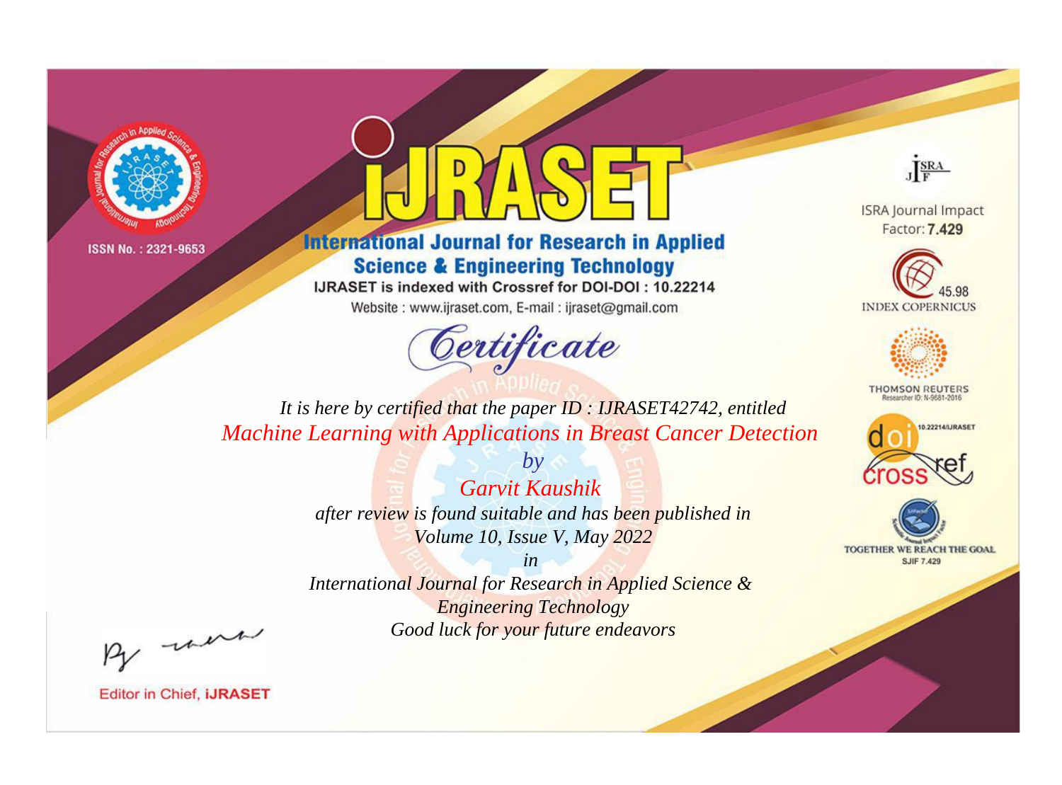ISSN No. : 2321-9653

# IJRASET

## International Journal for Research in Applied Science & Engineering Technology

IJRASET is indexed with Crossref for DOI-DOI : 10.22214

Website : www.ijraset.com, E-mail : ijraset@gmail.com

ISRA Journal Impact Factor: **7.429**

45.98 INDEX COPERNICUS

THOMSON REUTERS Researcher ID: N-9681-2016

10.22214/IJRASET

TOGETHER WE REACH THE GOAL SJIF 7.429

# *Certificate*

*It is here by certified that the paper ID : IJRASET42742, entitled*

*Machine Learning with Applications in Breast Cancer Detection*

*by*

*Garvit Kaushik*

*after review is found suitable and has been published in*

*Volume 10, Issue V, May 2022*

*in*

*International Journal for Research in Applied Science & Engineering Technology*

*Good luck for your future endeavors*

Editor in Chief, **IJRASET**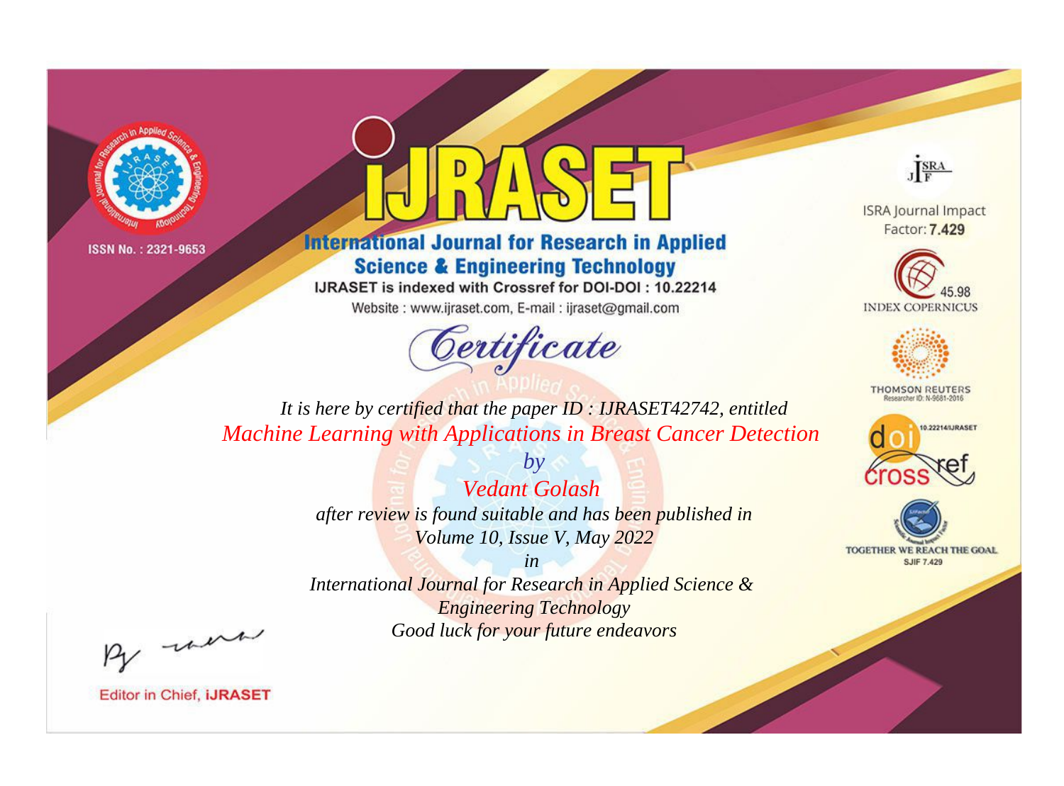ISSN No. : 2321-9653

# iJRASET

## International Journal for Research in Applied Science & Engineering Technology

IJRASET is indexed with Crossref for DOI-DOI : 10.22214

Website : www.ijraset.com, E-mail : ijraset@gmail.com

# Certificate

*It is here by certified that the paper ID : IJRASET42742, entitled*

*Machine Learning with Applications in Breast Cancer Detection*

*by*

*Vedant Golash*

*after review is found suitable and has been published in*

*Volume 10, Issue V, May 2022*

*in*

*International Journal for Research in Applied Science & Engineering Technology*

*Good luck for your future endeavors*

ISRA Journal Impact Factor: **7.429**

45.98 INDEX COPERNICUS

THOMSON REUTERS Researcher ID: N-9681-2016

10.22214/IJRASET

TOGETHER WE REACH THE GOAL SJIF 7.429

Editor in Chief, **iJRASET**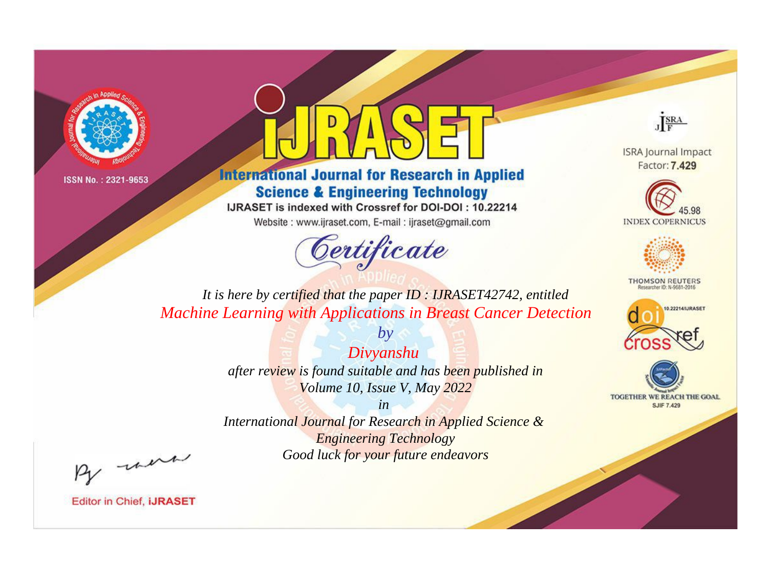ISSN No. : 2321-9653

# iJRASET

## International Journal for Research in Applied Science & Engineering Technology

IJRASET is indexed with Crossref for DOI-DOI : 10.22214

Website : www.ijraset.com, E-mail : ijraset@gmail.com

# *Certificate*

*It is here by certified that the paper ID : IJRASET42742, entitled*

*Machine Learning with Applications in Breast Cancer Detection*

*by*

*Divyanshu*

*after review is found suitable and has been published in*

*Volume 10, Issue V, May 2022*

*in*

*International Journal for Research in Applied Science & Engineering Technology*

*Good luck for your future endeavors*

ISRA Journal Impact Factor: **7.429**

45.98 INDEX COPERNICUS

THOMSON REUTERS Researcher ID: N-9681-2016

10.22214/IJRASET

TOGETHER WE REACH THE GOAL SJIF 7.429

Editor in Chief, **iJRASET**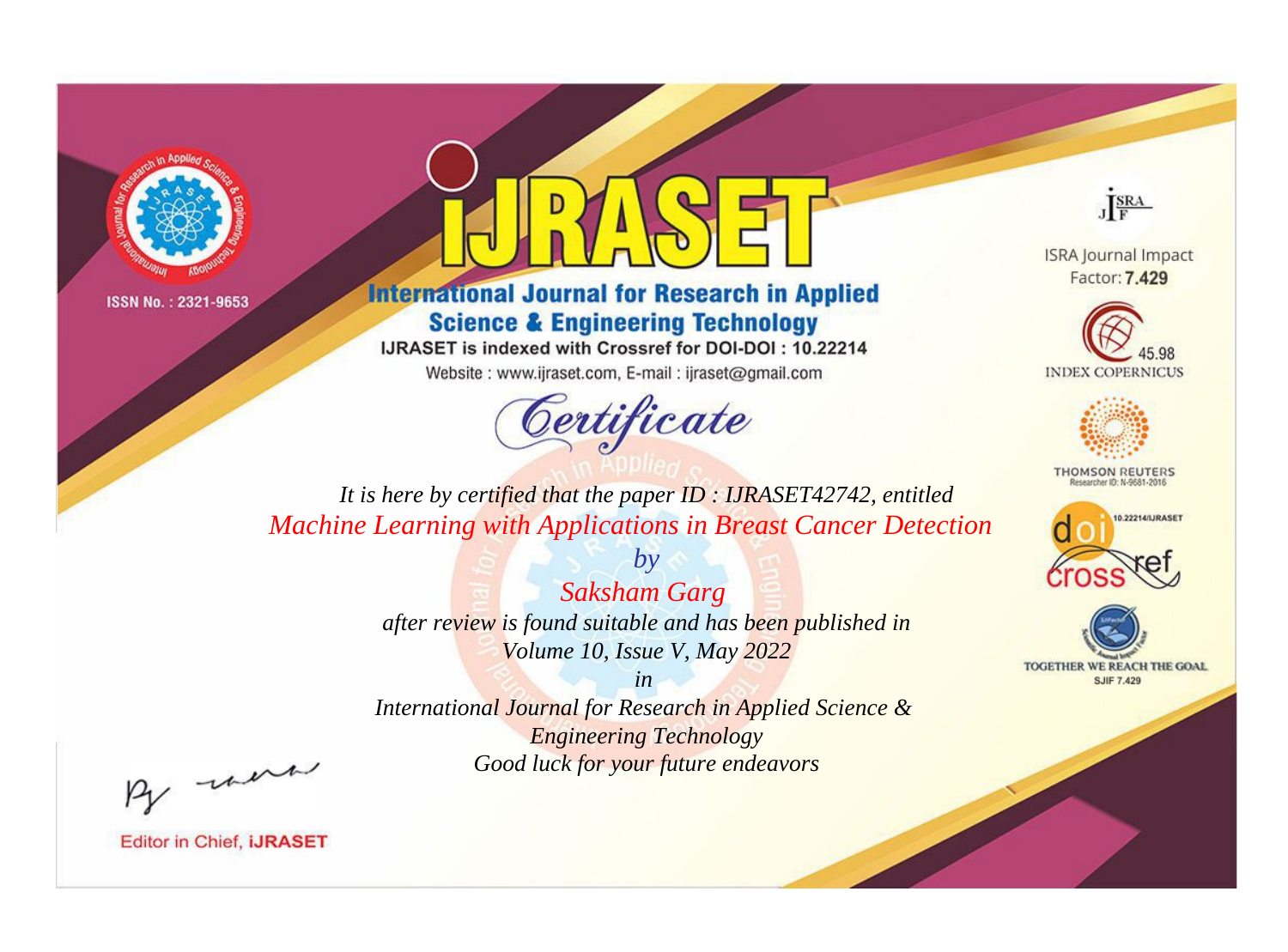ISSN No. : 2321-9653

# IJRASET

## International Journal for Research in Applied Science & Engineering Technology

IJRASET is indexed with Crossref for DOI-DOI : 10.22214

Website : www.ijraset.com, E-mail : ijraset@gmail.com

*Certificate*

*It is here by certified that the paper ID : IJRASET42742, entitled*

*Machine Learning with Applications in Breast Cancer Detection*

*by*

*Saksham Garg*

*after review is found suitable and has been published in*

*Volume 10, Issue V, May 2022*

*in*

*International Journal for Research in Applied Science & Engineering Technology*

*Good luck for your future endeavors*

ISRA Journal Impact Factor: **7.429**

45.98 INDEX COPERNICUS

THOMSON REUTERS Researcher ID: N-9681-2016

10.22214/IJRASET

TOGETHER WE REACH THE GOAL SJIF 7.429

Editor in Chief, **iJRASET**